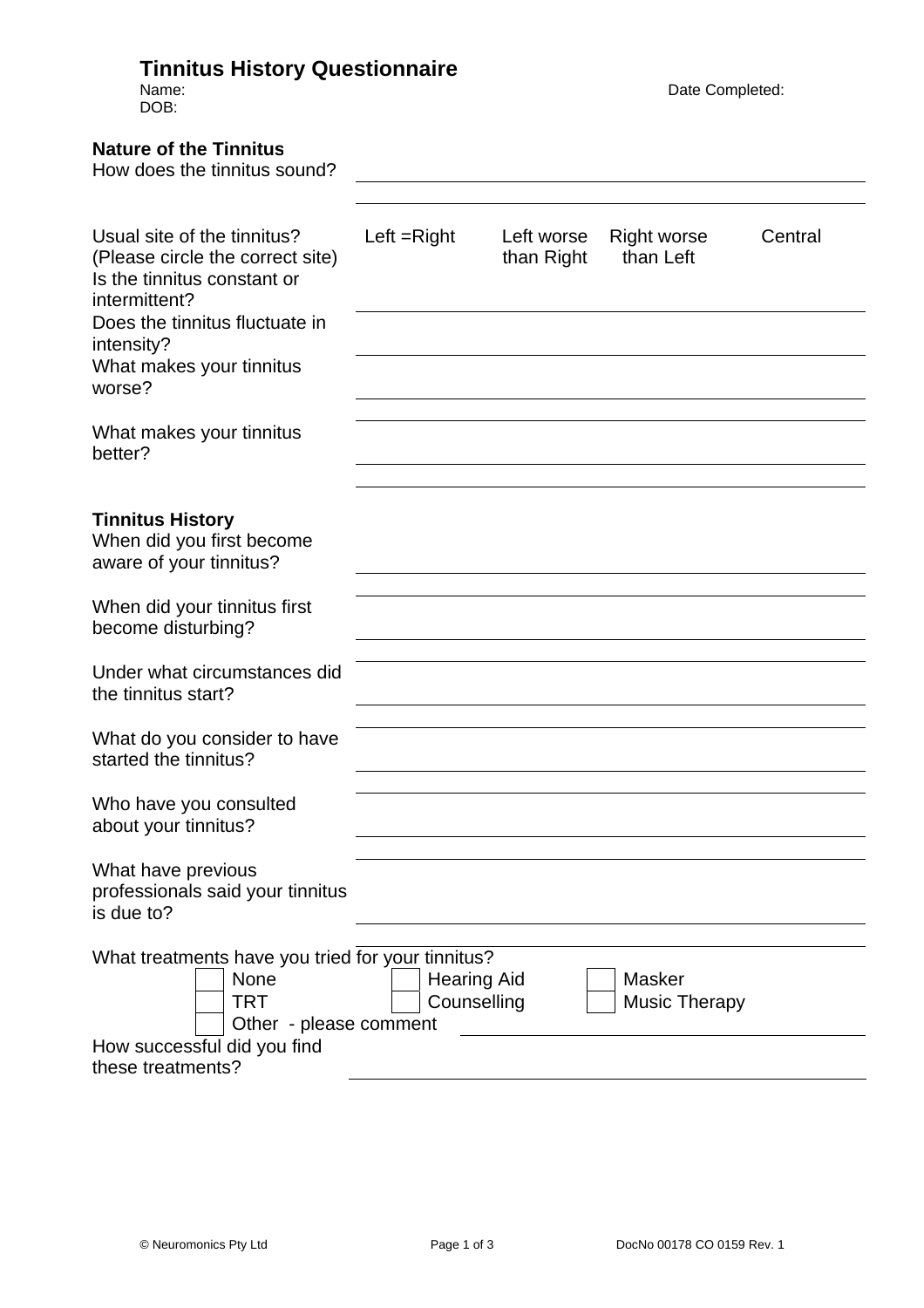# Tinnitus History Questionnaire

Name: Date Completed:

DOB:

## Nature of the Tinnitus

How does the tinnitus sound?

Usual site of the tinnitus? (Please circle the correct site)

Left =Right | Left worse than Right | Right worse than Left | Central

Is the tinnitus constant or intermittent?

Does the tinnitus fluctuate in intensity?

What makes your tinnitus worse?

What makes your tinnitus better?

## Tinnitus History

When did you first become aware of your tinnitus?

When did your tinnitus first become disturbing?

Under what circumstances did the tinnitus start?

What do you consider to have started the tinnitus?

Who have you consulted about your tinnitus?

What have previous professionals said your tinnitus is due to?

What treatments have you tried for your tinnitus?

- [ ] None
- [ ] Hearing Aid
- [ ] Masker
- [ ] TRT
- [ ] Counselling
- [ ] Music Therapy
- [ ] Other - please comment

How successful did you find these treatments?

© Neuromonics Pty Ltd DocNo 00178 CO 0159 Rev. 1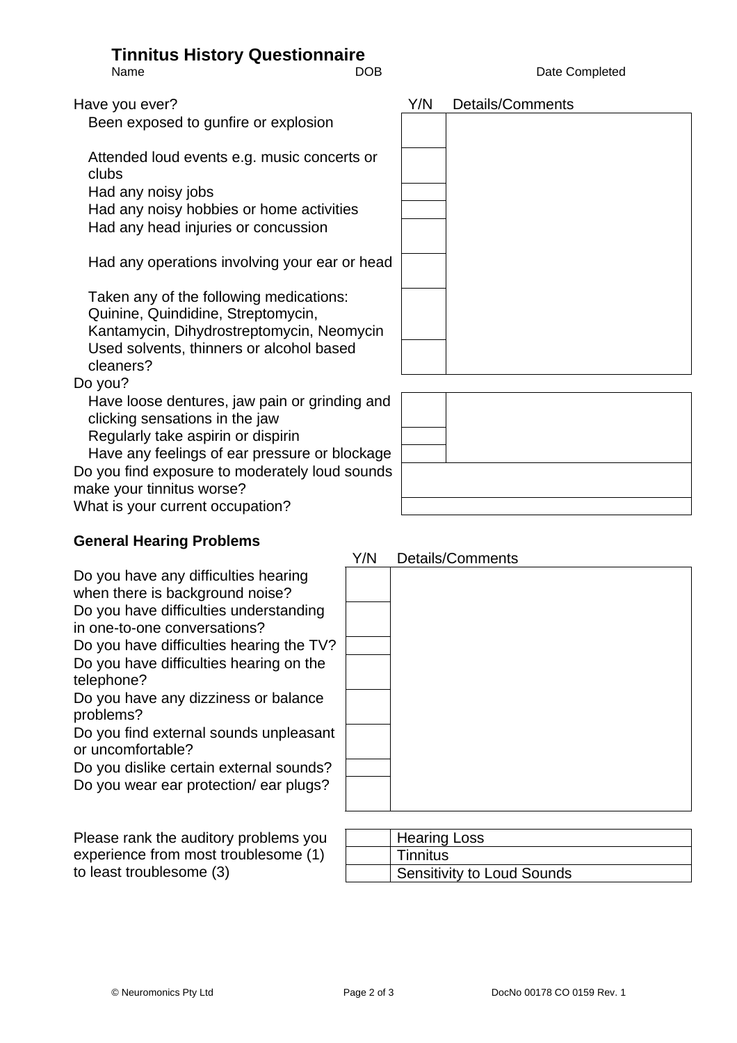# Tinnitus History Questionnaire

Name DOB Date Completed

| Have you ever? | Y/N | Details/Comments |
|---|---|---|
| Been exposed to gunfire or explosion | | |
| Attended loud events e.g. music concerts or clubs | | |
| Had any noisy jobs | | |
| Had any noisy hobbies or home activities | | |
| Had any head injuries or concussion | | |
| Had any operations involving your ear or head | | |
| Taken any of the following medications: Quinine, Quindidine, Streptomycin, Kantamycin, Dihydrostreptomycin, Neomycin | | |
| Used solvents, thinners or alcohol based cleaners? | | |

| Do you? | Y/N | Details/Comments |
|---|---|---|
| Have loose dentures, jaw pain or grinding and clicking sensations in the jaw | | |
| Regularly take aspirin or dispirin | | |
| Have any feelings of ear pressure or blockage | | |

| | |
|---|---|
| Do you find exposure to moderately loud sounds make your tinnitus worse? | |
| What is your current occupation? | |

## General Hearing Problems

| | Y/N | Details/Comments |
|---|---|---|
| Do you have any difficulties hearing when there is background noise? | | |
| Do you have difficulties understanding in one-to-one conversations? | | |
| Do you have difficulties hearing the TV? | | |
| Do you have difficulties hearing on the telephone? | | |
| Do you have any dizziness or balance problems? | | |
| Do you find external sounds unpleasant or uncomfortable? | | |
| Do you dislike certain external sounds? | | |
| Do you wear ear protection/ ear plugs? | | |

Please rank the auditory problems you experience from most troublesome (1) to least troublesome (3)

| Rank | Problem |
|---|---|
| | Hearing Loss |
| | Tinnitus |
| | Sensitivity to Loud Sounds |

© Neuromonics Pty Ltd DocNo 00178 CO 0159 Rev. 1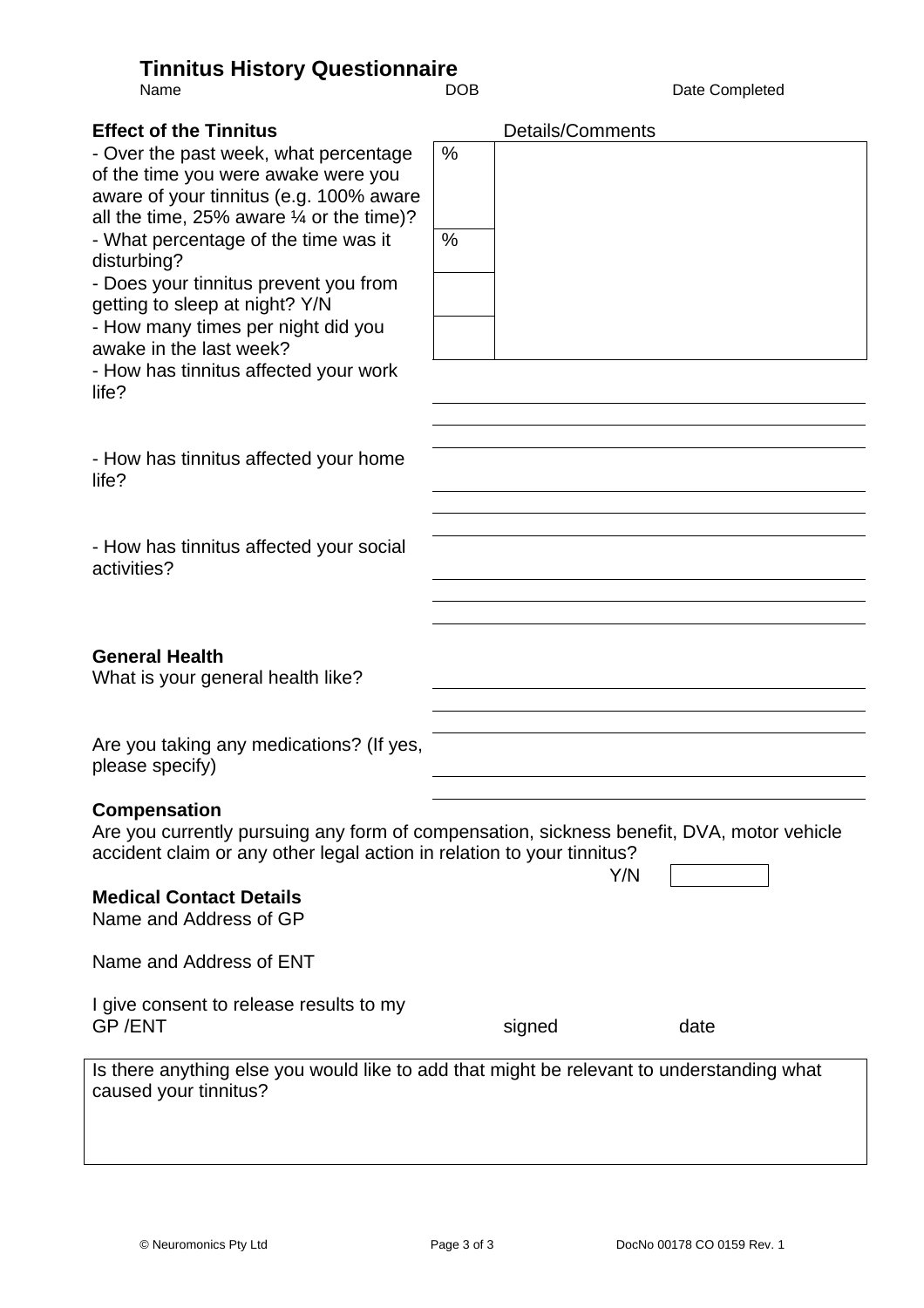# Tinnitus History Questionnaire

Name DOB Date Completed

**Effect of the Tinnitus**

| | | Details/Comments |
|---|---|---|
| - Over the past week, what percentage of the time you were awake were you aware of your tinnitus (e.g. 100% aware all the time, 25% aware ¼ or the time)? | % | |
| - What percentage of the time was it disturbing? | % | |
| - Does your tinnitus prevent you from getting to sleep at night? Y/N | | |
| - How many times per night did you awake in the last week? | | |

- How has tinnitus affected your work life?

- How has tinnitus affected your home life?

- How has tinnitus affected your social activities?

**General Health**

What is your general health like?

Are you taking any medications? (If yes, please specify)

**Compensation**

Are you currently pursuing any form of compensation, sickness benefit, DVA, motor vehicle accident claim or any other legal action in relation to your tinnitus?

Y/N

**Medical Contact Details**

Name and Address of GP

Name and Address of ENT

I give consent to release results to my GP /ENT signed date

Is there anything else you would like to add that might be relevant to understanding what caused your tinnitus?

© Neuromonics Pty Ltd DocNo 00178 CO 0159 Rev. 1